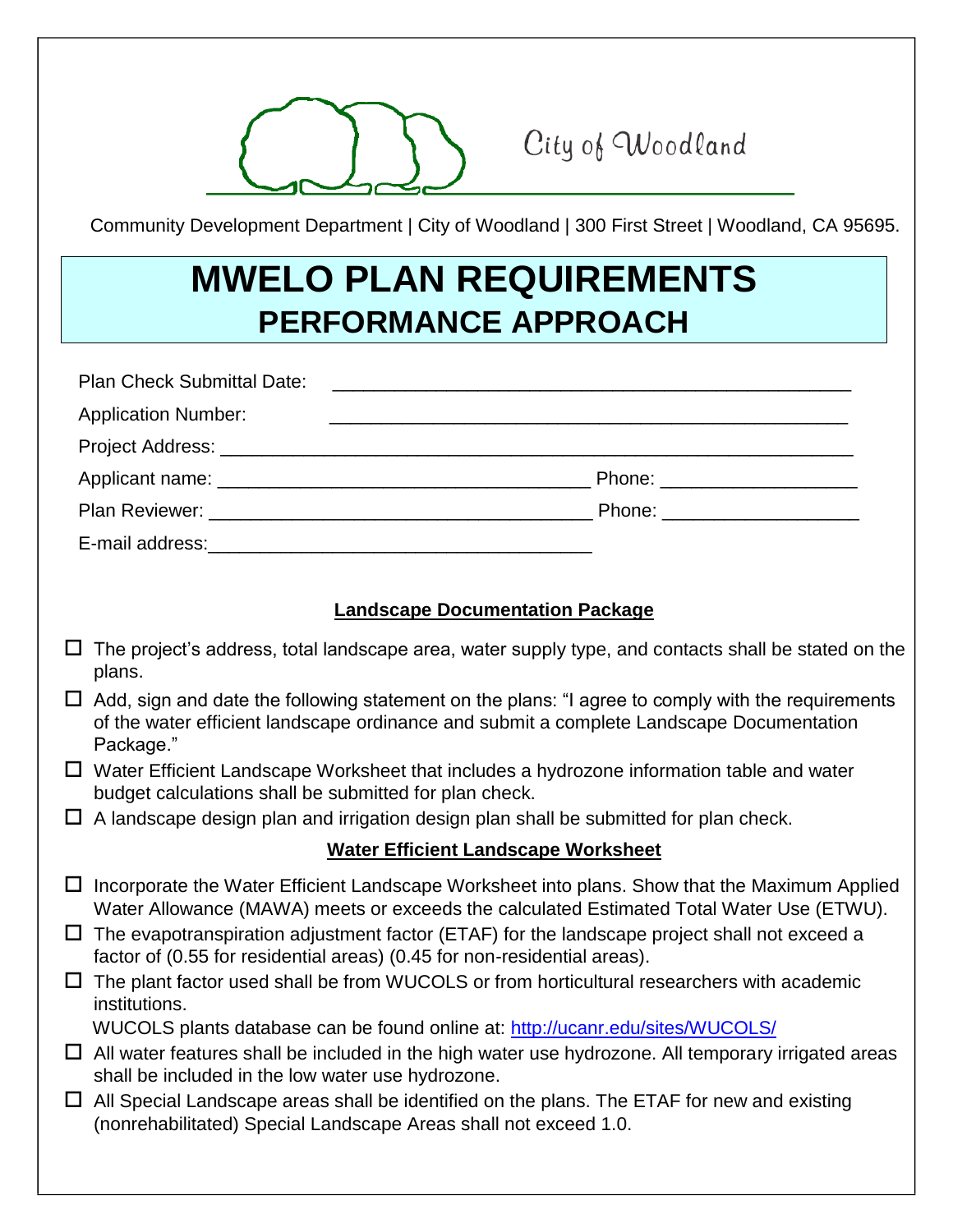City of Woodland

Community Development Department | City of Woodland | 300 First Street | Woodland, CA 95695.

# MWELO PLAN REQUIREMENTS
## PERFORMANCE APPROACH

Plan Check Submittal Date: ______________________________________________

Application Number: ______________________________________________

Project Address: ______________________________________________________________

Applicant name: ____________________________________ Phone: __________________

Plan Reviewer: ____________________________________ Phone: __________________

E-mail address: ____________________________________

**Landscape Documentation Package**

- ☐ The project's address, total landscape area, water supply type, and contacts shall be stated on the plans.
- ☐ Add, sign and date the following statement on the plans: "I agree to comply with the requirements of the water efficient landscape ordinance and submit a complete Landscape Documentation Package."
- ☐ Water Efficient Landscape Worksheet that includes a hydrozone information table and water budget calculations shall be submitted for plan check.
- ☐ A landscape design plan and irrigation design plan shall be submitted for plan check.

**Water Efficient Landscape Worksheet**

- ☐ Incorporate the Water Efficient Landscape Worksheet into plans. Show that the Maximum Applied Water Allowance (MAWA) meets or exceeds the calculated Estimated Total Water Use (ETWU).
- ☐ The evapotranspiration adjustment factor (ETAF) for the landscape project shall not exceed a factor of (0.55 for residential areas) (0.45 for non-residential areas).
- ☐ The plant factor used shall be from WUCOLS or from horticultural researchers with academic institutions.
  WUCOLS plants database can be found online at: [http://ucanr.edu/sites/WUCOLS/](http://ucanr.edu/sites/WUCOLS/)
- ☐ All water features shall be included in the high water use hydrozone. All temporary irrigated areas shall be included in the low water use hydrozone.
- ☐ All Special Landscape areas shall be identified on the plans. The ETAF for new and existing (nonrehabilitated) Special Landscape Areas shall not exceed 1.0.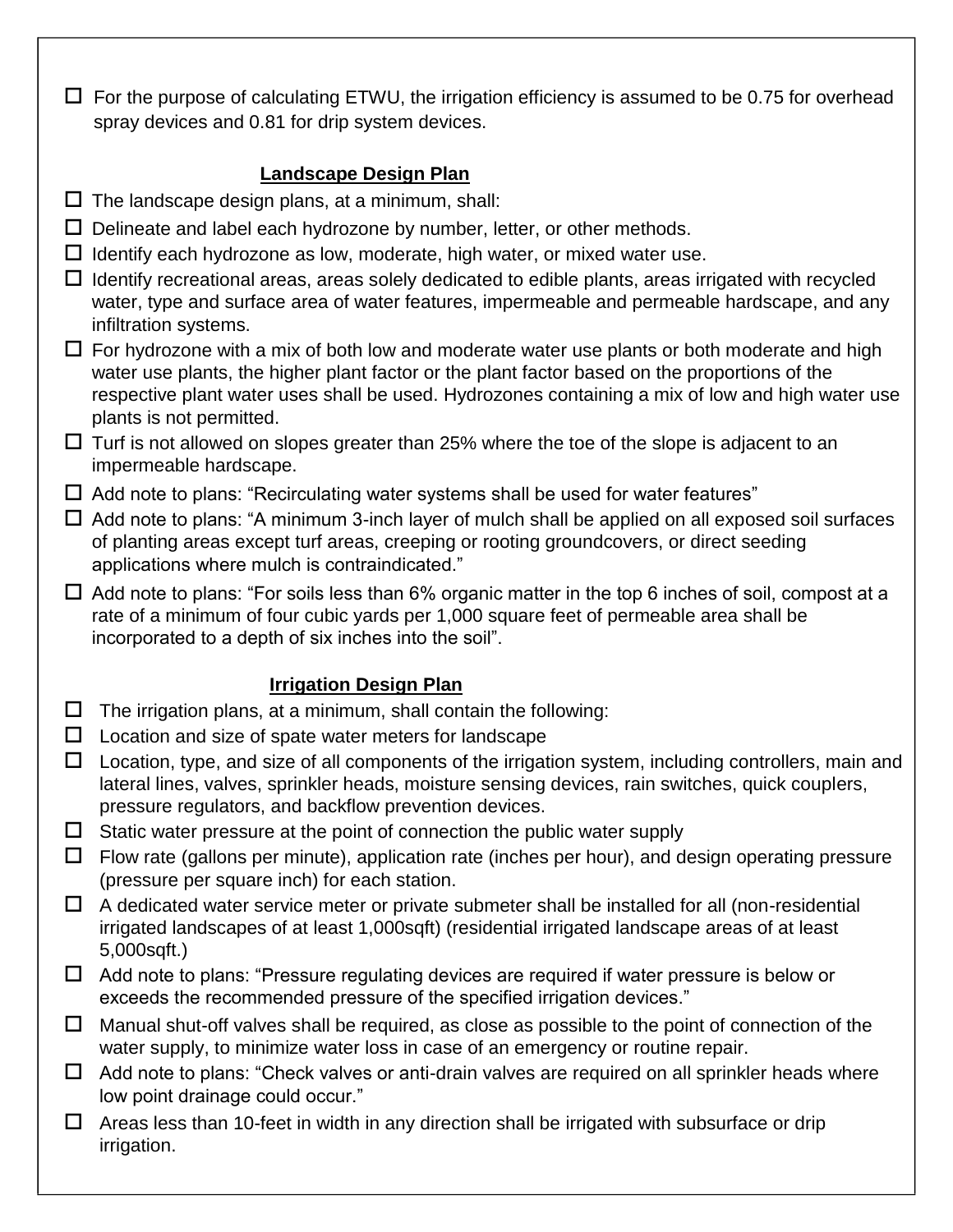- [ ] For the purpose of calculating ETWU, the irrigation efficiency is assumed to be 0.75 for overhead spray devices and 0.81 for drip system devices.

## Landscape Design Plan

- [ ] The landscape design plans, at a minimum, shall:
- [ ] Delineate and label each hydrozone by number, letter, or other methods.
- [ ] Identify each hydrozone as low, moderate, high water, or mixed water use.
- [ ] Identify recreational areas, areas solely dedicated to edible plants, areas irrigated with recycled water, type and surface area of water features, impermeable and permeable hardscape, and any infiltration systems.
- [ ] For hydrozone with a mix of both low and moderate water use plants or both moderate and high water use plants, the higher plant factor or the plant factor based on the proportions of the respective plant water uses shall be used. Hydrozones containing a mix of low and high water use plants is not permitted.
- [ ] Turf is not allowed on slopes greater than 25% where the toe of the slope is adjacent to an impermeable hardscape.
- [ ] Add note to plans: "Recirculating water systems shall be used for water features"
- [ ] Add note to plans: "A minimum 3-inch layer of mulch shall be applied on all exposed soil surfaces of planting areas except turf areas, creeping or rooting groundcovers, or direct seeding applications where mulch is contraindicated."
- [ ] Add note to plans: "For soils less than 6% organic matter in the top 6 inches of soil, compost at a rate of a minimum of four cubic yards per 1,000 square feet of permeable area shall be incorporated to a depth of six inches into the soil".

## Irrigation Design Plan

- [ ] The irrigation plans, at a minimum, shall contain the following:
- [ ] Location and size of spate water meters for landscape
- [ ] Location, type, and size of all components of the irrigation system, including controllers, main and lateral lines, valves, sprinkler heads, moisture sensing devices, rain switches, quick couplers, pressure regulators, and backflow prevention devices.
- [ ] Static water pressure at the point of connection the public water supply
- [ ] Flow rate (gallons per minute), application rate (inches per hour), and design operating pressure (pressure per square inch) for each station.
- [ ] A dedicated water service meter or private submeter shall be installed for all (non-residential irrigated landscapes of at least 1,000sqft) (residential irrigated landscape areas of at least 5,000sqft.)
- [ ] Add note to plans: "Pressure regulating devices are required if water pressure is below or exceeds the recommended pressure of the specified irrigation devices."
- [ ] Manual shut-off valves shall be required, as close as possible to the point of connection of the water supply, to minimize water loss in case of an emergency or routine repair.
- [ ] Add note to plans: "Check valves or anti-drain valves are required on all sprinkler heads where low point drainage could occur."
- [ ] Areas less than 10-feet in width in any direction shall be irrigated with subsurface or drip irrigation.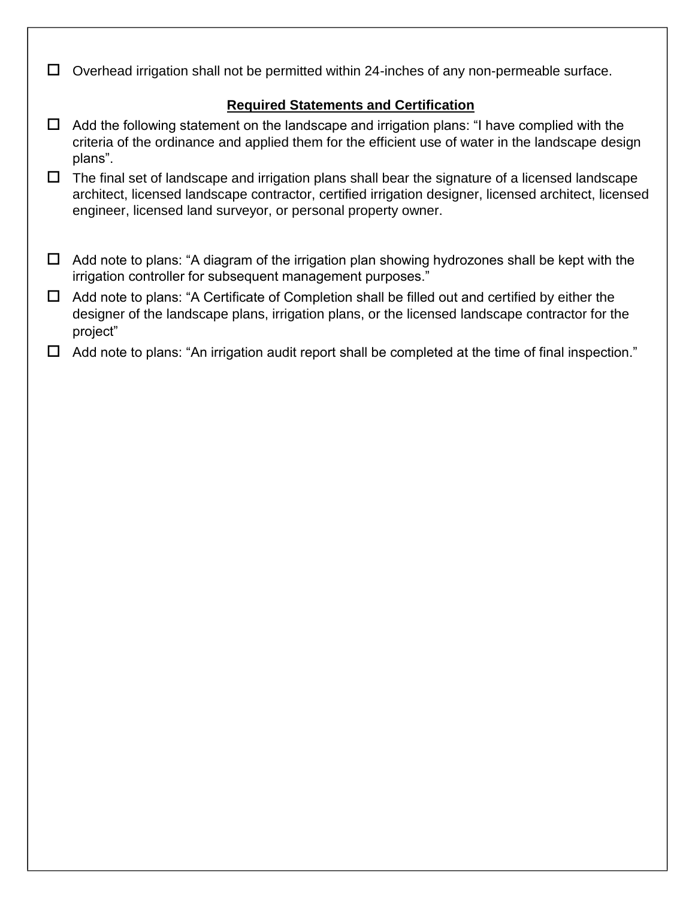- [ ] Overhead irrigation shall not be permitted within 24-inches of any non-permeable surface.

**Required Statements and Certification**

- [ ] Add the following statement on the landscape and irrigation plans: “I have complied with the criteria of the ordinance and applied them for the efficient use of water in the landscape design plans”.
- [ ] The final set of landscape and irrigation plans shall bear the signature of a licensed landscape architect, licensed landscape contractor, certified irrigation designer, licensed architect, licensed engineer, licensed land surveyor, or personal property owner.
- [ ] Add note to plans: “A diagram of the irrigation plan showing hydrozones shall be kept with the irrigation controller for subsequent management purposes.”
- [ ] Add note to plans: “A Certificate of Completion shall be filled out and certified by either the designer of the landscape plans, irrigation plans, or the licensed landscape contractor for the project”
- [ ] Add note to plans: “An irrigation audit report shall be completed at the time of final inspection.”